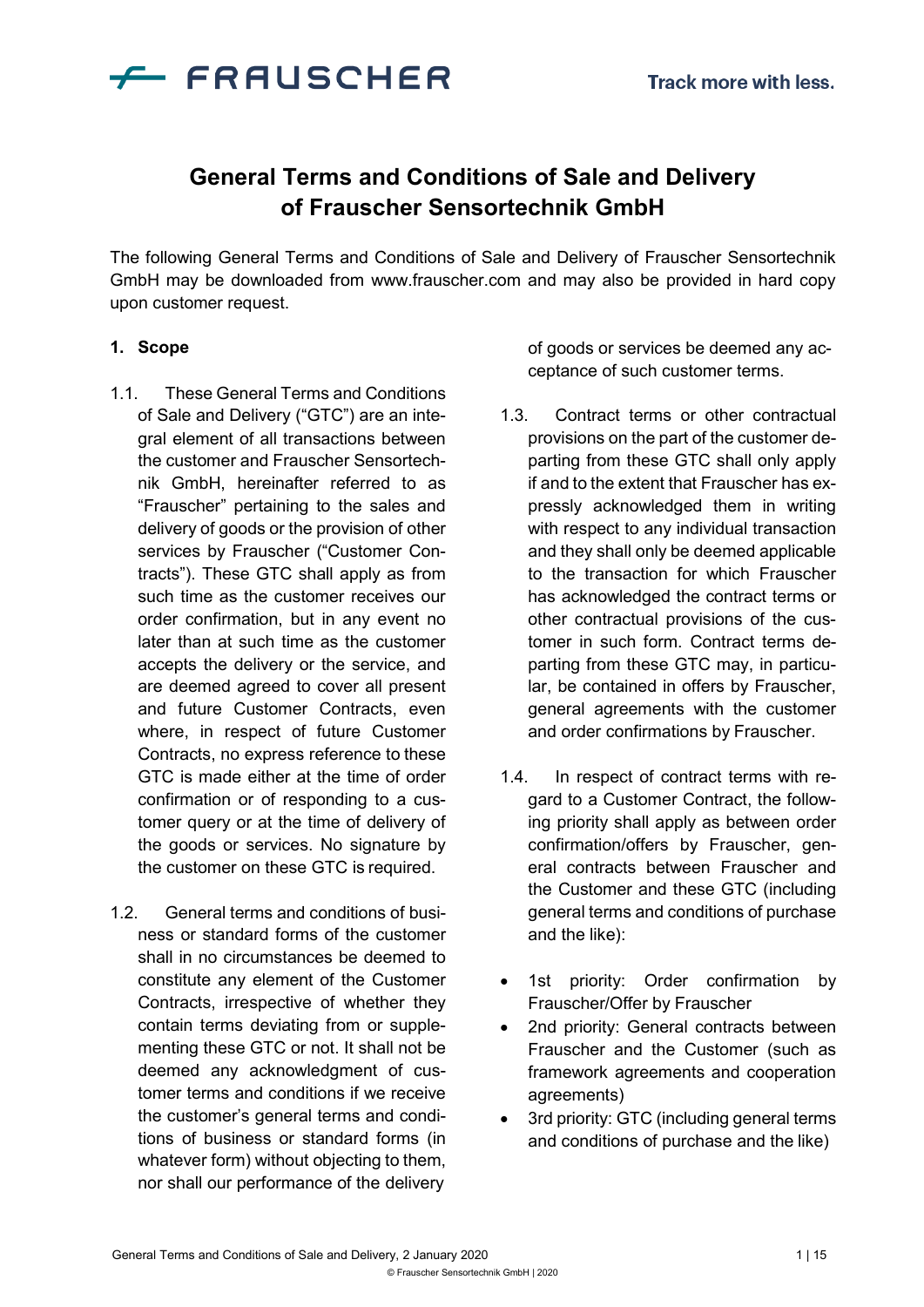# General Terms and Conditions of Sale and Delivery of Frauscher Sensortechnik GmbH

The following General Terms and Conditions of Sale and Delivery of Frauscher Sensortechnik GmbH may be downloaded from www.frauscher.com and may also be provided in hard copy upon customer request.

## 1. Scope

1.1. These General Terms and Conditions of Sale and Delivery ("GTC") are an integral element of all transactions between the customer and Frauscher Sensortechnik GmbH, hereinafter referred to as "Frauscher" pertaining to the sales and delivery of goods or the provision of other services by Frauscher ("Customer Contracts"). These GTC shall apply as from such time as the customer receives our order confirmation, but in any event no later than at such time as the customer accepts the delivery or the service, and are deemed agreed to cover all present and future Customer Contracts, even where, in respect of future Customer Contracts, no express reference to these GTC is made either at the time of order confirmation or of responding to a customer query or at the time of delivery of the goods or services. No signature by the customer on these GTC is required.

1.2. General terms and conditions of business or standard forms of the customer shall in no circumstances be deemed to constitute any element of the Customer Contracts, irrespective of whether they contain terms deviating from or supplementing these GTC or not. It shall not be deemed any acknowledgment of customer terms and conditions if we receive the customer's general terms and conditions of business or standard forms (in whatever form) without objecting to them, nor shall our performance of the delivery of goods or services be deemed any acceptance of such customer terms.

1.3. Contract terms or other contractual provisions on the part of the customer departing from these GTC shall only apply if and to the extent that Frauscher has expressly acknowledged them in writing with respect to any individual transaction and they shall only be deemed applicable to the transaction for which Frauscher has acknowledged the contract terms or other contractual provisions of the customer in such form. Contract terms departing from these GTC may, in particular, be contained in offers by Frauscher, general agreements with the customer and order confirmations by Frauscher.

1.4. In respect of contract terms with regard to a Customer Contract, the following priority shall apply as between order confirmation/offers by Frauscher, general contracts between Frauscher and the Customer and these GTC (including general terms and conditions of purchase and the like):

- 1st priority: Order confirmation by Frauscher/Offer by Frauscher
- 2nd priority: General contracts between Frauscher and the Customer (such as framework agreements and cooperation agreements)
- 3rd priority: GTC (including general terms and conditions of purchase and the like)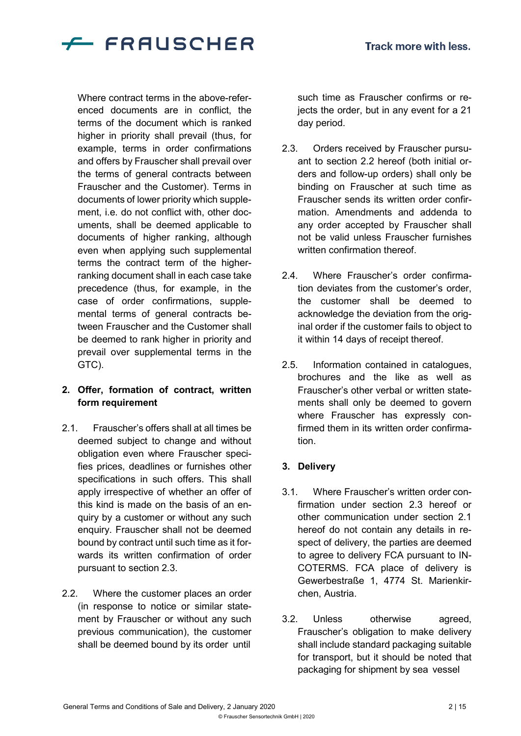Where contract terms in the above-referenced documents are in conflict, the terms of the document which is ranked higher in priority shall prevail (thus, for example, terms in order confirmations and offers by Frauscher shall prevail over the terms of general contracts between Frauscher and the Customer). Terms in documents of lower priority which supplement, i.e. do not conflict with, other documents, shall be deemed applicable to documents of higher ranking, although even when applying such supplemental terms the contract term of the higher-ranking document shall in each case take precedence (thus, for example, in the case of order confirmations, supplemental terms of general contracts between Frauscher and the Customer shall be deemed to rank higher in priority and prevail over supplemental terms in the GTC).

## 2. Offer, formation of contract, written form requirement

2.1. Frauscher's offers shall at all times be deemed subject to change and without obligation even where Frauscher specifies prices, deadlines or furnishes other specifications in such offers. This shall apply irrespective of whether an offer of this kind is made on the basis of an enquiry by a customer or without any such enquiry. Frauscher shall not be deemed bound by contract until such time as it forwards its written confirmation of order pursuant to section 2.3.

2.2. Where the customer places an order (in response to notice or similar statement by Frauscher or without any such previous communication), the customer shall be deemed bound by its order until such time as Frauscher confirms or rejects the order, but in any event for a 21 day period.

2.3. Orders received by Frauscher pursuant to section 2.2 hereof (both initial orders and follow-up orders) shall only be binding on Frauscher at such time as Frauscher sends its written order confirmation. Amendments and addenda to any order accepted by Frauscher shall not be valid unless Frauscher furnishes written confirmation thereof.

2.4. Where Frauscher's order confirmation deviates from the customer's order, the customer shall be deemed to acknowledge the deviation from the original order if the customer fails to object to it within 14 days of receipt thereof.

2.5. Information contained in catalogues, brochures and the like as well as Frauscher's other verbal or written statements shall only be deemed to govern where Frauscher has expressly confirmed them in its written order confirmation.

## 3. Delivery

3.1. Where Frauscher's written order confirmation under section 2.3 hereof or other communication under section 2.1 hereof do not contain any details in respect of delivery, the parties are deemed to agree to delivery FCA pursuant to INCOTERMS. FCA place of delivery is Gewerbestraße 1, 4774 St. Marienkirchen, Austria.

3.2. Unless otherwise agreed, Frauscher's obligation to make delivery shall include standard packaging suitable for transport, but it should be noted that packaging for shipment by sea vessel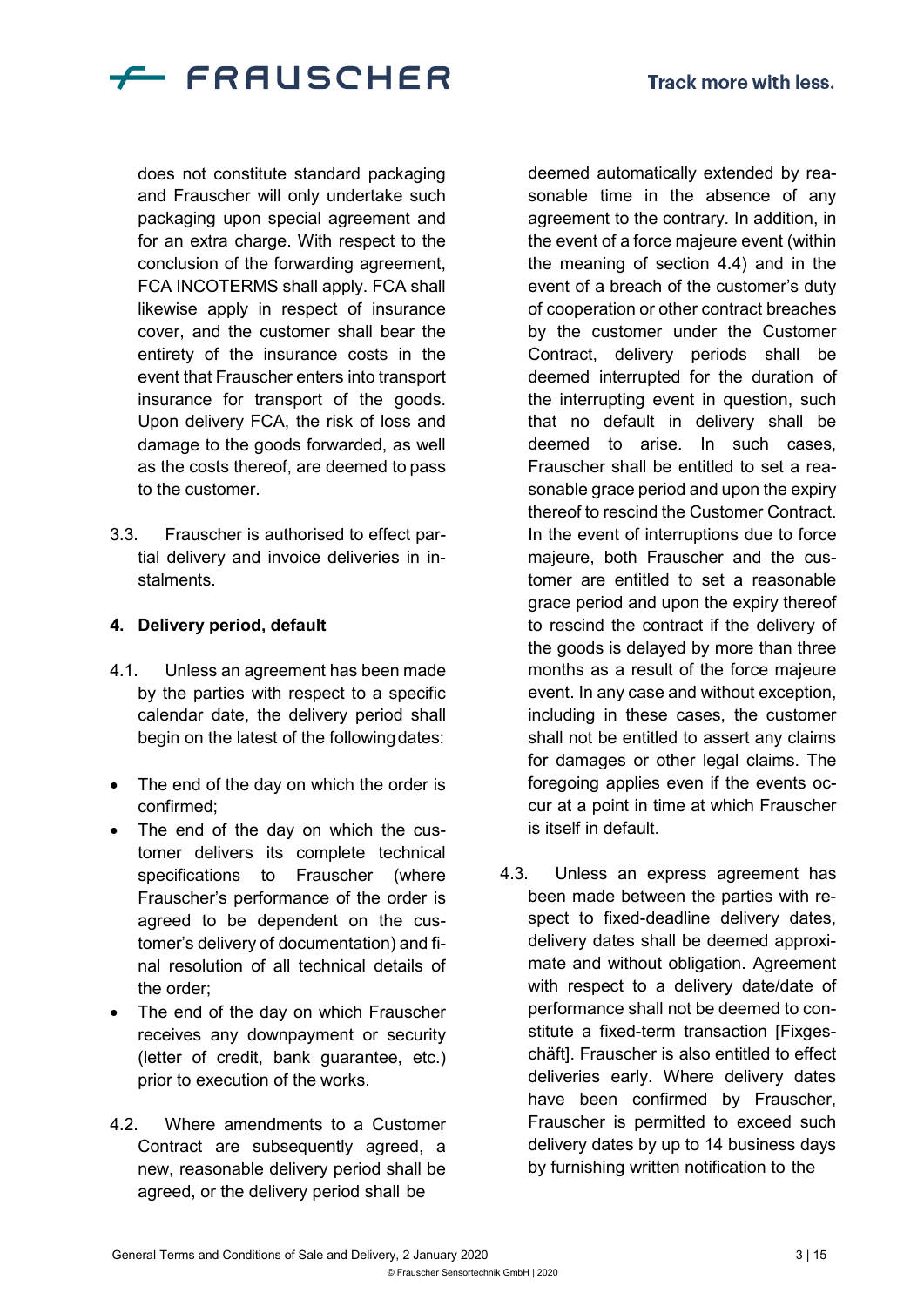does not constitute standard packaging and Frauscher will only undertake such packaging upon special agreement and for an extra charge. With respect to the conclusion of the forwarding agreement, FCA INCOTERMS shall apply. FCA shall likewise apply in respect of insurance cover, and the customer shall bear the entirety of the insurance costs in the event that Frauscher enters into transport insurance for transport of the goods. Upon delivery FCA, the risk of loss and damage to the goods forwarded, as well as the costs thereof, are deemed to pass to the customer.

3.3. Frauscher is authorised to effect partial delivery and invoice deliveries in instalments.

#### 4. Delivery period, default

4.1. Unless an agreement has been made by the parties with respect to a specific calendar date, the delivery period shall begin on the latest of the following dates:

- The end of the day on which the order is confirmed;
- The end of the day on which the customer delivers its complete technical specifications to Frauscher (where Frauscher's performance of the order is agreed to be dependent on the customer's delivery of documentation) and final resolution of all technical details of the order;
- The end of the day on which Frauscher receives any downpayment or security (letter of credit, bank guarantee, etc.) prior to execution of the works.

4.2. Where amendments to a Customer Contract are subsequently agreed, a new, reasonable delivery period shall be agreed, or the delivery period shall be deemed automatically extended by reasonable time in the absence of any agreement to the contrary. In addition, in the event of a force majeure event (within the meaning of section 4.4) and in the event of a breach of the customer's duty of cooperation or other contract breaches by the customer under the Customer Contract, delivery periods shall be deemed interrupted for the duration of the interrupting event in question, such that no default in delivery shall be deemed to arise. In such cases, Frauscher shall be entitled to set a reasonable grace period and upon the expiry thereof to rescind the Customer Contract. In the event of interruptions due to force majeure, both Frauscher and the customer are entitled to set a reasonable grace period and upon the expiry thereof to rescind the contract if the delivery of the goods is delayed by more than three months as a result of the force majeure event. In any case and without exception, including in these cases, the customer shall not be entitled to assert any claims for damages or other legal claims. The foregoing applies even if the events occur at a point in time at which Frauscher is itself in default.

4.3. Unless an express agreement has been made between the parties with respect to fixed-deadline delivery dates, delivery dates shall be deemed approximate and without obligation. Agreement with respect to a delivery date/date of performance shall not be deemed to constitute a fixed-term transaction [Fixgeschäft]. Frauscher is also entitled to effect deliveries early. Where delivery dates have been confirmed by Frauscher, Frauscher is permitted to exceed such delivery dates by up to 14 business days by furnishing written notification to the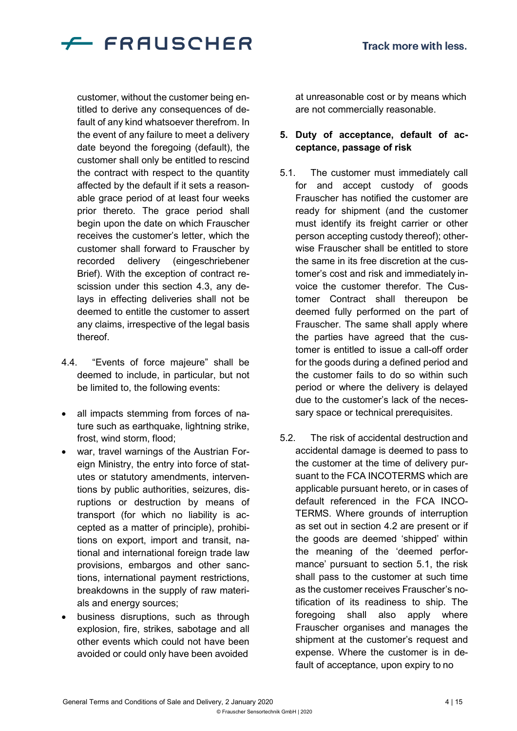customer, without the customer being entitled to derive any consequences of default of any kind whatsoever therefrom. In the event of any failure to meet a delivery date beyond the foregoing (default), the customer shall only be entitled to rescind the contract with respect to the quantity affected by the default if it sets a reasonable grace period of at least four weeks prior thereto. The grace period shall begin upon the date on which Frauscher receives the customer's letter, which the customer shall forward to Frauscher by recorded delivery (eingeschriebener Brief). With the exception of contract rescission under this section 4.3, any delays in effecting deliveries shall not be deemed to entitle the customer to assert any claims, irrespective of the legal basis thereof.

4.4. "Events of force majeure" shall be deemed to include, in particular, but not be limited to, the following events:

- all impacts stemming from forces of nature such as earthquake, lightning strike, frost, wind storm, flood;
- war, travel warnings of the Austrian Foreign Ministry, the entry into force of statutes or statutory amendments, interventions by public authorities, seizures, disruptions or destruction by means of transport (for which no liability is accepted as a matter of principle), prohibitions on export, import and transit, national and international foreign trade law provisions, embargos and other sanctions, international payment restrictions, breakdowns in the supply of raw materials and energy sources;
- business disruptions, such as through explosion, fire, strikes, sabotage and all other events which could not have been avoided or could only have been avoided at unreasonable cost or by means which are not commercially reasonable.

## 5. Duty of acceptance, default of acceptance, passage of risk

5.1. The customer must immediately call for and accept custody of goods Frauscher has notified the customer are ready for shipment (and the customer must identify its freight carrier or other person accepting custody thereof); otherwise Frauscher shall be entitled to store the same in its free discretion at the customer's cost and risk and immediately invoice the customer therefor. The Customer Contract shall thereupon be deemed fully performed on the part of Frauscher. The same shall apply where the parties have agreed that the customer is entitled to issue a call-off order for the goods during a defined period and the customer fails to do so within such period or where the delivery is delayed due to the customer's lack of the necessary space or technical prerequisites.

5.2. The risk of accidental destruction and accidental damage is deemed to pass to the customer at the time of delivery pursuant to the FCA INCOTERMS which are applicable pursuant hereto, or in cases of default referenced in the FCA INCOTERMS. Where grounds of interruption as set out in section 4.2 are present or if the goods are deemed 'shipped' within the meaning of the 'deemed performance' pursuant to section 5.1, the risk shall pass to the customer at such time as the customer receives Frauscher's notification of its readiness to ship. The foregoing shall also apply where Frauscher organises and manages the shipment at the customer's request and expense. Where the customer is in default of acceptance, upon expiry to no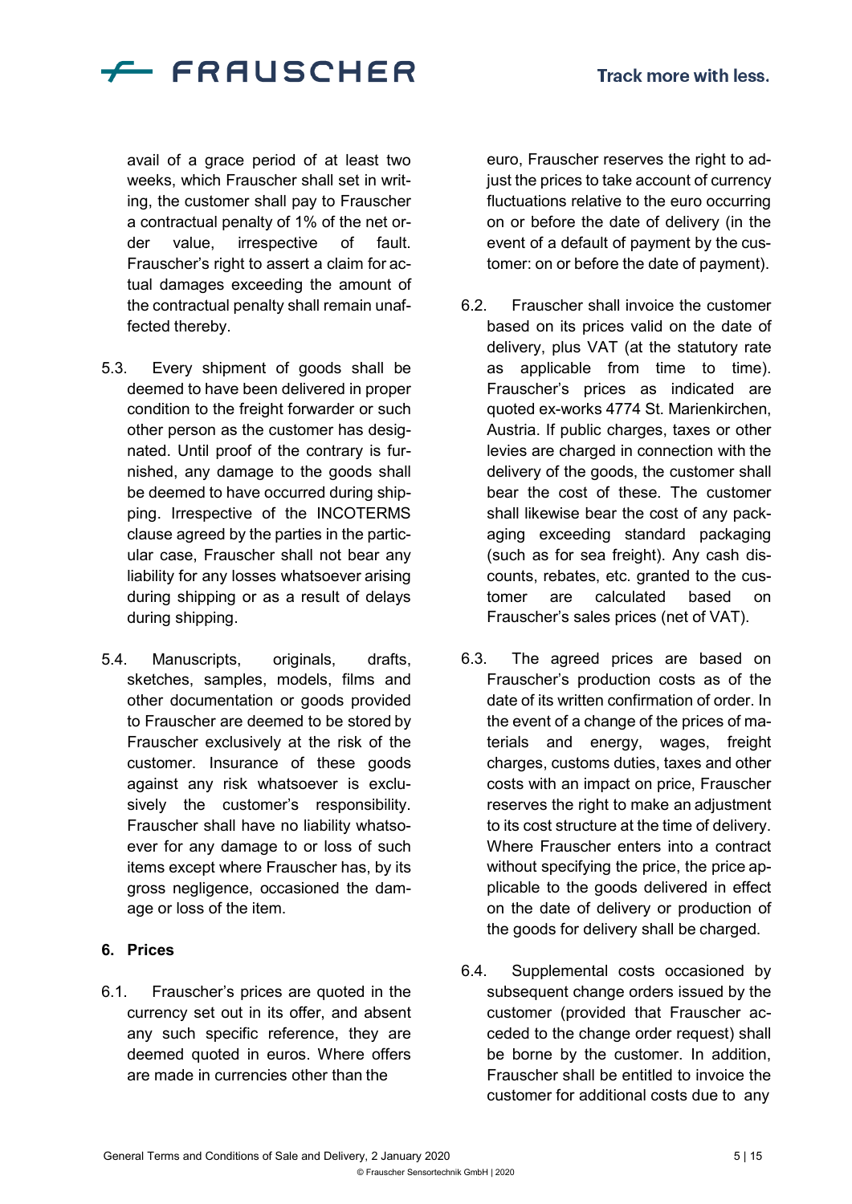avail of a grace period of at least two weeks, which Frauscher shall set in writing, the customer shall pay to Frauscher a contractual penalty of 1% of the net order value, irrespective of fault. Frauscher's right to assert a claim for actual damages exceeding the amount of the contractual penalty shall remain unaffected thereby.

5.3. Every shipment of goods shall be deemed to have been delivered in proper condition to the freight forwarder or such other person as the customer has designated. Until proof of the contrary is furnished, any damage to the goods shall be deemed to have occurred during shipping. Irrespective of the INCOTERMS clause agreed by the parties in the particular case, Frauscher shall not bear any liability for any losses whatsoever arising during shipping or as a result of delays during shipping.

5.4. Manuscripts, originals, drafts, sketches, samples, models, films and other documentation or goods provided to Frauscher are deemed to be stored by Frauscher exclusively at the risk of the customer. Insurance of these goods against any risk whatsoever is exclusively the customer's responsibility. Frauscher shall have no liability whatsoever for any damage to or loss of such items except where Frauscher has, by its gross negligence, occasioned the damage or loss of the item.

## 6. Prices

6.1. Frauscher's prices are quoted in the currency set out in its offer, and absent any such specific reference, they are deemed quoted in euros. Where offers are made in currencies other than the euro, Frauscher reserves the right to adjust the prices to take account of currency fluctuations relative to the euro occurring on or before the date of delivery (in the event of a default of payment by the customer: on or before the date of payment).

6.2. Frauscher shall invoice the customer based on its prices valid on the date of delivery, plus VAT (at the statutory rate as applicable from time to time). Frauscher's prices as indicated are quoted ex-works 4774 St. Marienkirchen, Austria. If public charges, taxes or other levies are charged in connection with the delivery of the goods, the customer shall bear the cost of these. The customer shall likewise bear the cost of any packaging exceeding standard packaging (such as for sea freight). Any cash discounts, rebates, etc. granted to the customer are calculated based on Frauscher's sales prices (net of VAT).

6.3. The agreed prices are based on Frauscher's production costs as of the date of its written confirmation of order. In the event of a change of the prices of materials and energy, wages, freight charges, customs duties, taxes and other costs with an impact on price, Frauscher reserves the right to make an adjustment to its cost structure at the time of delivery. Where Frauscher enters into a contract without specifying the price, the price applicable to the goods delivered in effect on the date of delivery or production of the goods for delivery shall be charged.

6.4. Supplemental costs occasioned by subsequent change orders issued by the customer (provided that Frauscher acceded to the change order request) shall be borne by the customer. In addition, Frauscher shall be entitled to invoice the customer for additional costs due to any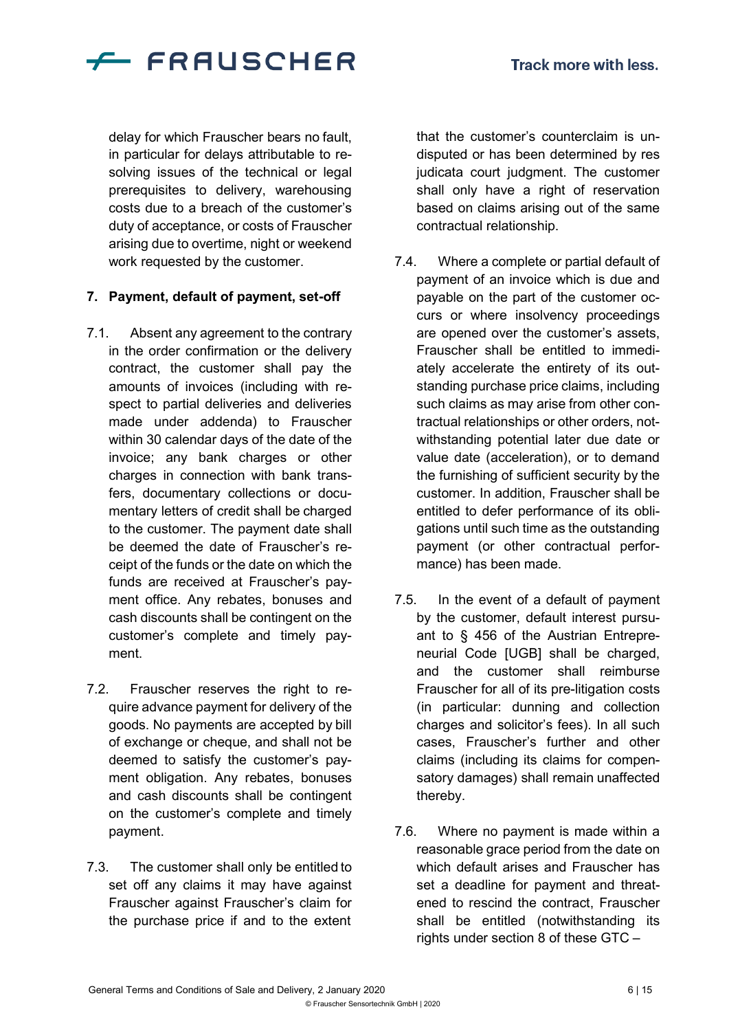delay for which Frauscher bears no fault, in particular for delays attributable to resolving issues of the technical or legal prerequisites to delivery, warehousing costs due to a breach of the customer's duty of acceptance, or costs of Frauscher arising due to overtime, night or weekend work requested by the customer.

**7. Payment, default of payment, set-off**

7.1. Absent any agreement to the contrary in the order confirmation or the delivery contract, the customer shall pay the amounts of invoices (including with respect to partial deliveries and deliveries made under addenda) to Frauscher within 30 calendar days of the date of the invoice; any bank charges or other charges in connection with bank transfers, documentary collections or documentary letters of credit shall be charged to the customer. The payment date shall be deemed the date of Frauscher's receipt of the funds or the date on which the funds are received at Frauscher's payment office. Any rebates, bonuses and cash discounts shall be contingent on the customer's complete and timely payment.

7.2. Frauscher reserves the right to require advance payment for delivery of the goods. No payments are accepted by bill of exchange or cheque, and shall not be deemed to satisfy the customer's payment obligation. Any rebates, bonuses and cash discounts shall be contingent on the customer's complete and timely payment.

7.3. The customer shall only be entitled to set off any claims it may have against Frauscher against Frauscher's claim for the purchase price if and to the extent that the customer's counterclaim is undisputed or has been determined by res judicata court judgment. The customer shall only have a right of reservation based on claims arising out of the same contractual relationship.

7.4. Where a complete or partial default of payment of an invoice which is due and payable on the part of the customer occurs or where insolvency proceedings are opened over the customer's assets, Frauscher shall be entitled to immediately accelerate the entirety of its outstanding purchase price claims, including such claims as may arise from other contractual relationships or other orders, notwithstanding potential later due date or value date (acceleration), or to demand the furnishing of sufficient security by the customer. In addition, Frauscher shall be entitled to defer performance of its obligations until such time as the outstanding payment (or other contractual performance) has been made.

7.5. In the event of a default of payment by the customer, default interest pursuant to § 456 of the Austrian Entrepreneurial Code [UGB] shall be charged, and the customer shall reimburse Frauscher for all of its pre-litigation costs (in particular: dunning and collection charges and solicitor's fees). In all such cases, Frauscher's further and other claims (including its claims for compensatory damages) shall remain unaffected thereby.

7.6. Where no payment is made within a reasonable grace period from the date on which default arises and Frauscher has set a deadline for payment and threatened to rescind the contract, Frauscher shall be entitled (notwithstanding its rights under section 8 of these GTC –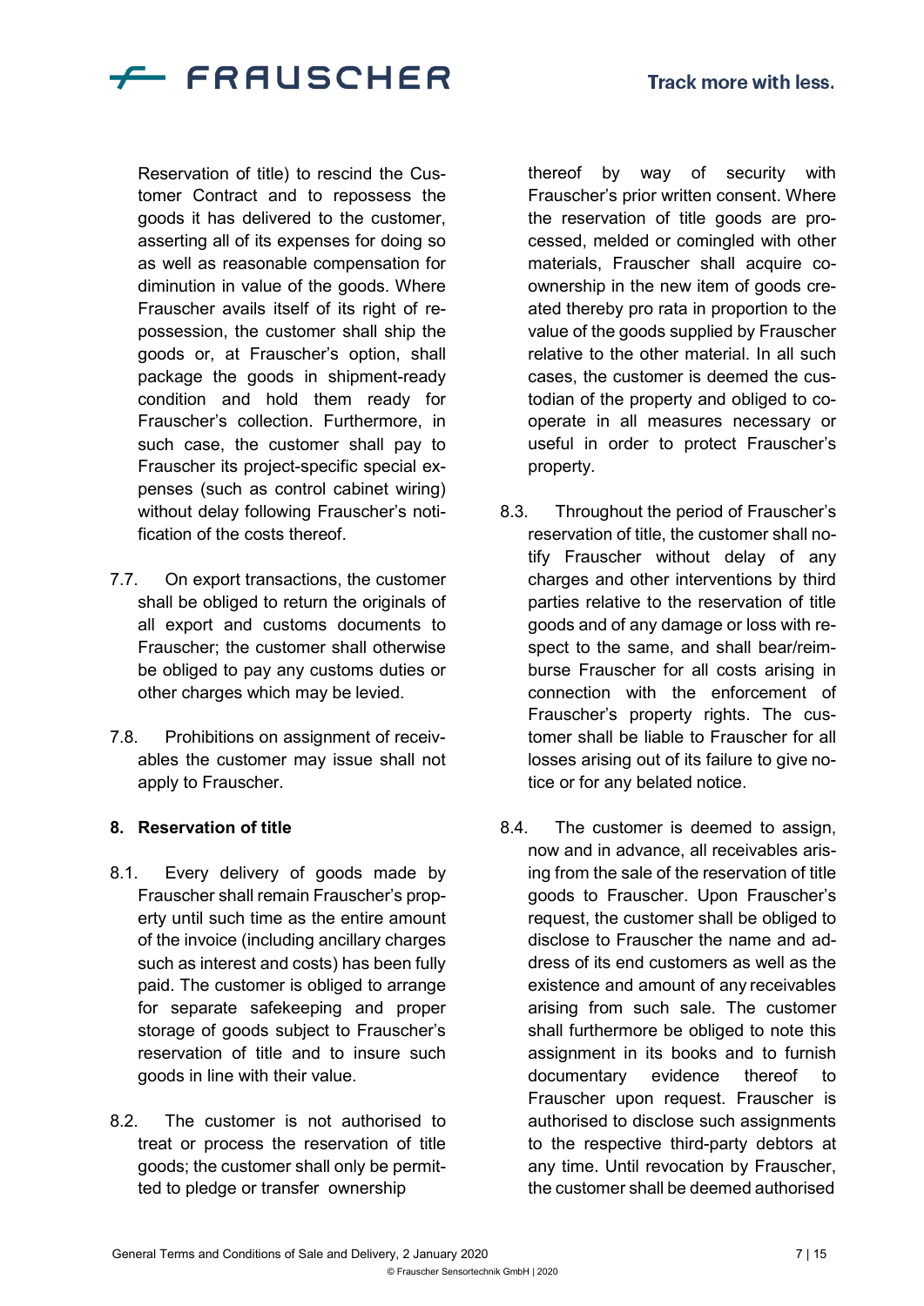Reservation of title) to rescind the Customer Contract and to repossess the goods it has delivered to the customer, asserting all of its expenses for doing so as well as reasonable compensation for diminution in value of the goods. Where Frauscher avails itself of its right of repossession, the customer shall ship the goods or, at Frauscher's option, shall package the goods in shipment-ready condition and hold them ready for Frauscher's collection. Furthermore, in such case, the customer shall pay to Frauscher its project-specific special expenses (such as control cabinet wiring) without delay following Frauscher's notification of the costs thereof.

7.7. On export transactions, the customer shall be obliged to return the originals of all export and customs documents to Frauscher; the customer shall otherwise be obliged to pay any customs duties or other charges which may be levied.

7.8. Prohibitions on assignment of receivables the customer may issue shall not apply to Frauscher.

## 8. Reservation of title

8.1. Every delivery of goods made by Frauscher shall remain Frauscher's property until such time as the entire amount of the invoice (including ancillary charges such as interest and costs) has been fully paid. The customer is obliged to arrange for separate safekeeping and proper storage of goods subject to Frauscher's reservation of title and to insure such goods in line with their value.

8.2. The customer is not authorised to treat or process the reservation of title goods; the customer shall only be permitted to pledge or transfer ownership thereof by way of security with Frauscher's prior written consent. Where the reservation of title goods are processed, melded or comingled with other materials, Frauscher shall acquire co-ownership in the new item of goods created thereby pro rata in proportion to the value of the goods supplied by Frauscher relative to the other material. In all such cases, the customer is deemed the custodian of the property and obliged to cooperate in all measures necessary or useful in order to protect Frauscher's property.

8.3. Throughout the period of Frauscher's reservation of title, the customer shall notify Frauscher without delay of any charges and other interventions by third parties relative to the reservation of title goods and of any damage or loss with respect to the same, and shall bear/reimburse Frauscher for all costs arising in connection with the enforcement of Frauscher's property rights. The customer shall be liable to Frauscher for all losses arising out of its failure to give notice or for any belated notice.

8.4. The customer is deemed to assign, now and in advance, all receivables arising from the sale of the reservation of title goods to Frauscher. Upon Frauscher's request, the customer shall be obliged to disclose to Frauscher the name and address of its end customers as well as the existence and amount of any receivables arising from such sale. The customer shall furthermore be obliged to note this assignment in its books and to furnish documentary evidence thereof to Frauscher upon request. Frauscher is authorised to disclose such assignments to the respective third-party debtors at any time. Until revocation by Frauscher, the customer shall be deemed authorised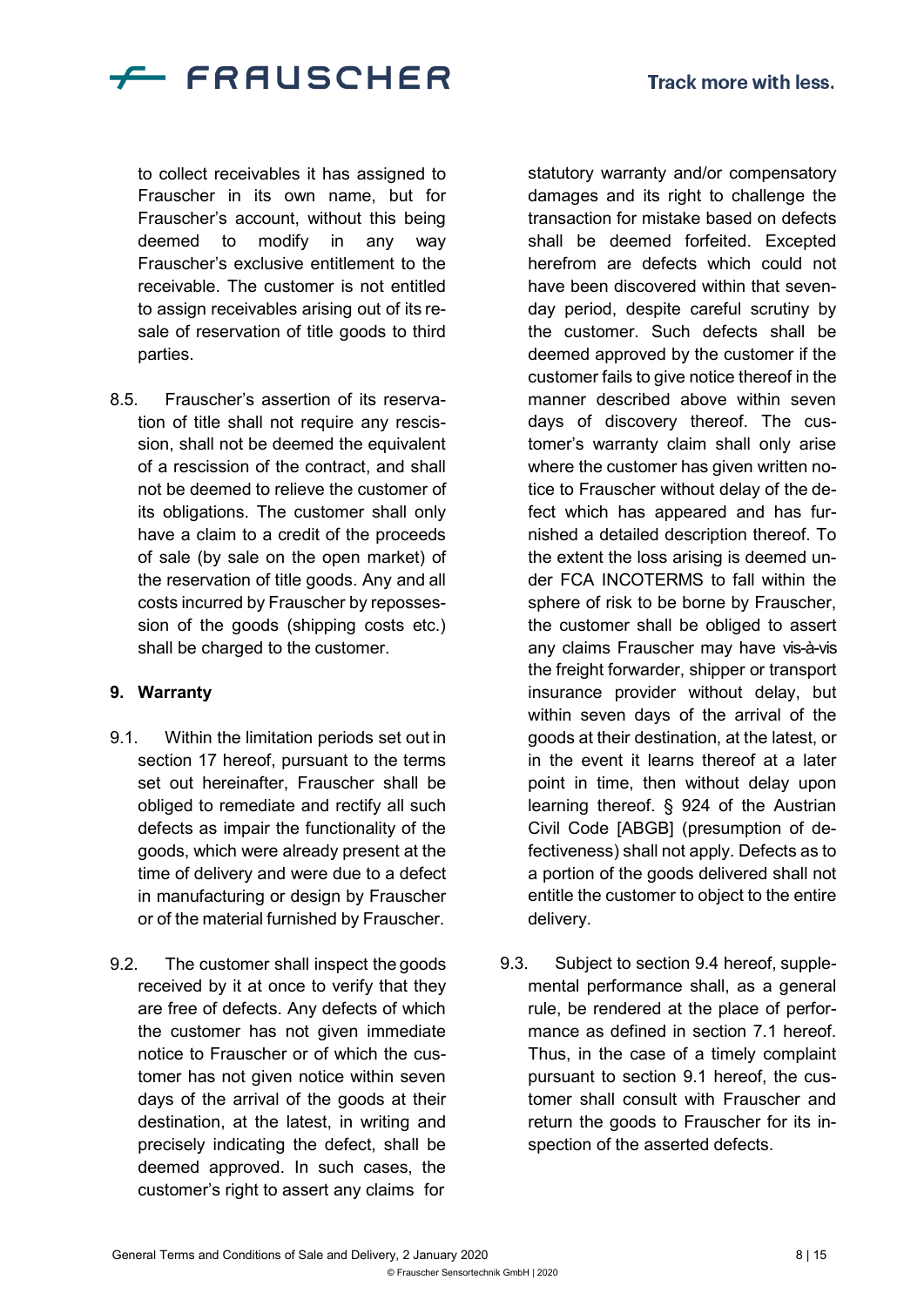to collect receivables it has assigned to Frauscher in its own name, but for Frauscher's account, without this being deemed to modify in any way Frauscher's exclusive entitlement to the receivable. The customer is not entitled to assign receivables arising out of its resale of reservation of title goods to third parties.

8.5. Frauscher's assertion of its reservation of title shall not require any rescission, shall not be deemed the equivalent of a rescission of the contract, and shall not be deemed to relieve the customer of its obligations. The customer shall only have a claim to a credit of the proceeds of sale (by sale on the open market) of the reservation of title goods. Any and all costs incurred by Frauscher by repossession of the goods (shipping costs etc.) shall be charged to the customer.

## 9. Warranty

9.1. Within the limitation periods set out in section 17 hereof, pursuant to the terms set out hereinafter, Frauscher shall be obliged to remediate and rectify all such defects as impair the functionality of the goods, which were already present at the time of delivery and were due to a defect in manufacturing or design by Frauscher or of the material furnished by Frauscher.

9.2. The customer shall inspect the goods received by it at once to verify that they are free of defects. Any defects of which the customer has not given immediate notice to Frauscher or of which the customer has not given notice within seven days of the arrival of the goods at their destination, at the latest, in writing and precisely indicating the defect, shall be deemed approved. In such cases, the customer's right to assert any claims for statutory warranty and/or compensatory damages and its right to challenge the transaction for mistake based on defects shall be deemed forfeited. Excepted herefrom are defects which could not have been discovered within that seven-day period, despite careful scrutiny by the customer. Such defects shall be deemed approved by the customer if the customer fails to give notice thereof in the manner described above within seven days of discovery thereof. The customer's warranty claim shall only arise where the customer has given written notice to Frauscher without delay of the defect which has appeared and has furnished a detailed description thereof. To the extent the loss arising is deemed under FCA INCOTERMS to fall within the sphere of risk to be borne by Frauscher, the customer shall be obliged to assert any claims Frauscher may have vis-à-vis the freight forwarder, shipper or transport insurance provider without delay, but within seven days of the arrival of the goods at their destination, at the latest, or in the event it learns thereof at a later point in time, then without delay upon learning thereof. § 924 of the Austrian Civil Code [ABGB] (presumption of defectiveness) shall not apply. Defects as to a portion of the goods delivered shall not entitle the customer to object to the entire delivery.

9.3. Subject to section 9.4 hereof, supplemental performance shall, as a general rule, be rendered at the place of performance as defined in section 7.1 hereof. Thus, in the case of a timely complaint pursuant to section 9.1 hereof, the customer shall consult with Frauscher and return the goods to Frauscher for its inspection of the asserted defects.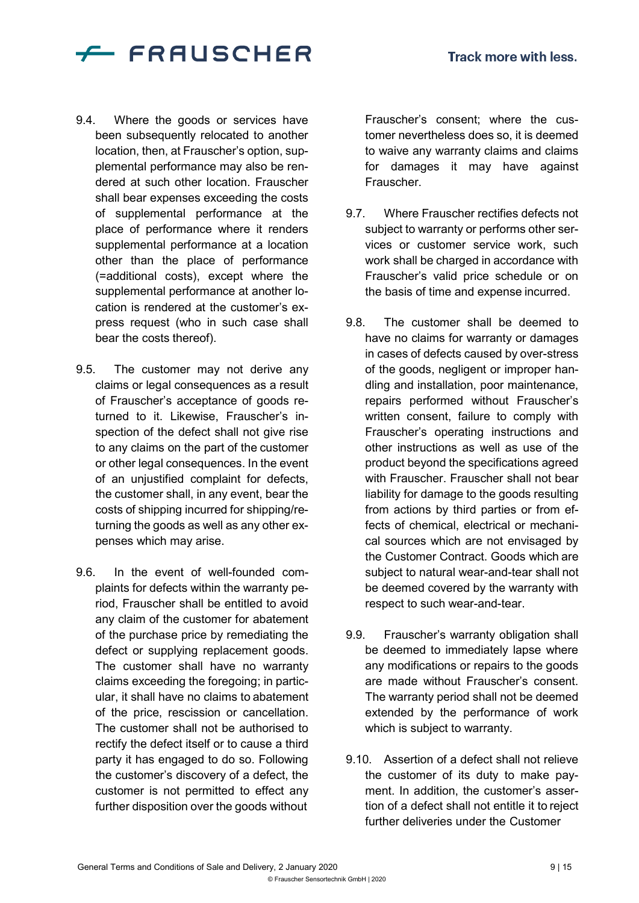9.4. Where the goods or services have been subsequently relocated to another location, then, at Frauscher's option, supplemental performance may also be rendered at such other location. Frauscher shall bear expenses exceeding the costs of supplemental performance at the place of performance where it renders supplemental performance at a location other than the place of performance (=additional costs), except where the supplemental performance at another location is rendered at the customer's express request (who in such case shall bear the costs thereof).

9.5. The customer may not derive any claims or legal consequences as a result of Frauscher's acceptance of goods returned to it. Likewise, Frauscher's inspection of the defect shall not give rise to any claims on the part of the customer or other legal consequences. In the event of an unjustified complaint for defects, the customer shall, in any event, bear the costs of shipping incurred for shipping/returning the goods as well as any other expenses which may arise.

9.6. In the event of well-founded complaints for defects within the warranty period, Frauscher shall be entitled to avoid any claim of the customer for abatement of the purchase price by remediating the defect or supplying replacement goods. The customer shall have no warranty claims exceeding the foregoing; in particular, it shall have no claims to abatement of the price, rescission or cancellation. The customer shall not be authorised to rectify the defect itself or to cause a third party it has engaged to do so. Following the customer's discovery of a defect, the customer is not permitted to effect any further disposition over the goods without Frauscher's consent; where the customer nevertheless does so, it is deemed to waive any warranty claims and claims for damages it may have against Frauscher.

9.7. Where Frauscher rectifies defects not subject to warranty or performs other services or customer service work, such work shall be charged in accordance with Frauscher's valid price schedule or on the basis of time and expense incurred.

9.8. The customer shall be deemed to have no claims for warranty or damages in cases of defects caused by over-stress of the goods, negligent or improper handling and installation, poor maintenance, repairs performed without Frauscher's written consent, failure to comply with Frauscher's operating instructions and other instructions as well as use of the product beyond the specifications agreed with Frauscher. Frauscher shall not bear liability for damage to the goods resulting from actions by third parties or from effects of chemical, electrical or mechanical sources which are not envisaged by the Customer Contract. Goods which are subject to natural wear-and-tear shall not be deemed covered by the warranty with respect to such wear-and-tear.

9.9. Frauscher's warranty obligation shall be deemed to immediately lapse where any modifications or repairs to the goods are made without Frauscher's consent. The warranty period shall not be deemed extended by the performance of work which is subject to warranty.

9.10. Assertion of a defect shall not relieve the customer of its duty to make payment. In addition, the customer's assertion of a defect shall not entitle it to reject further deliveries under the Customer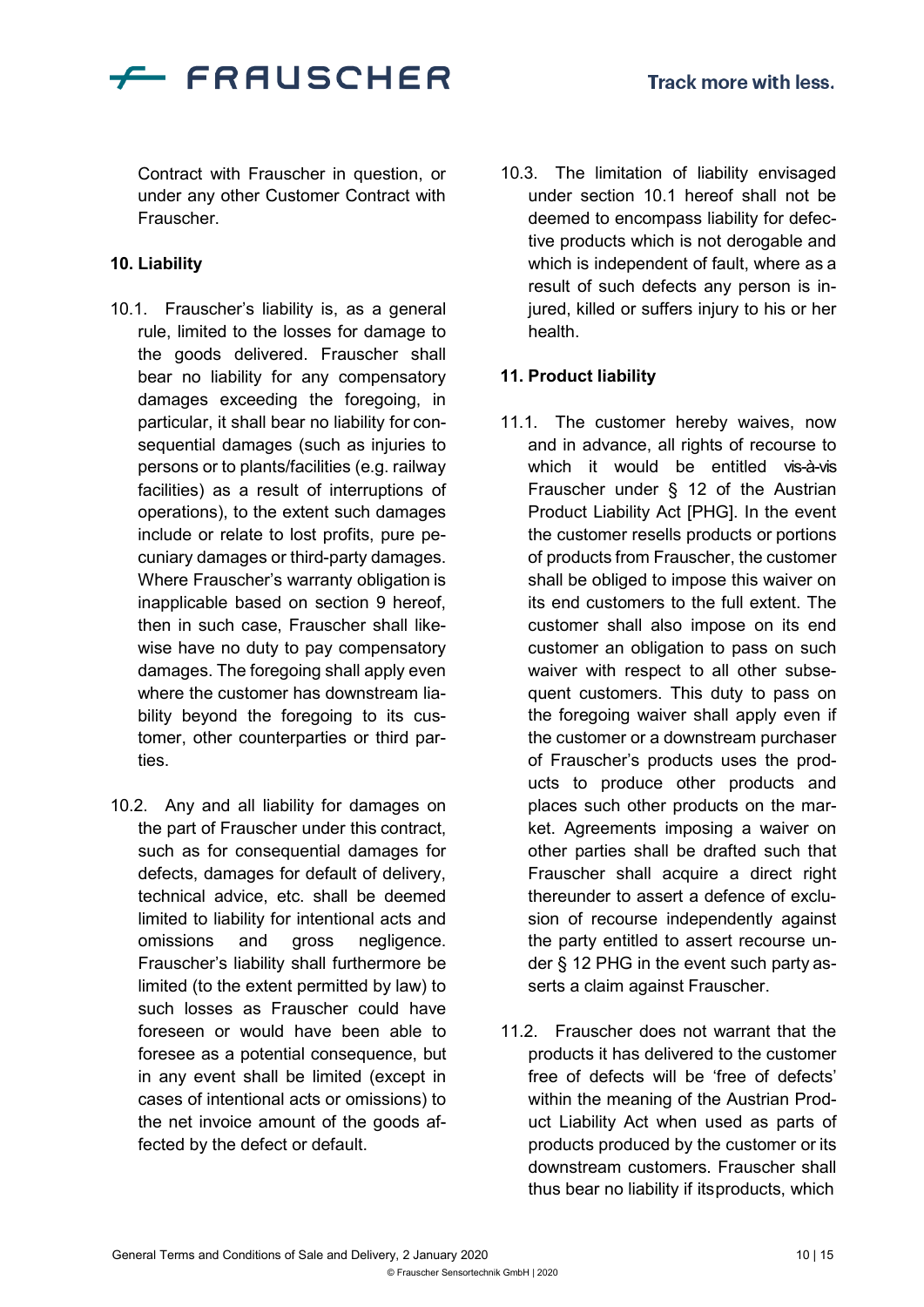Contract with Frauscher in question, or under any other Customer Contract with Frauscher.

**10. Liability**

10.1. Frauscher's liability is, as a general rule, limited to the losses for damage to the goods delivered. Frauscher shall bear no liability for any compensatory damages exceeding the foregoing, in particular, it shall bear no liability for consequential damages (such as injuries to persons or to plants/facilities (e.g. railway facilities) as a result of interruptions of operations), to the extent such damages include or relate to lost profits, pure pecuniary damages or third-party damages. Where Frauscher's warranty obligation is inapplicable based on section 9 hereof, then in such case, Frauscher shall likewise have no duty to pay compensatory damages. The foregoing shall apply even where the customer has downstream liability beyond the foregoing to its customer, other counterparties or third parties.

10.2. Any and all liability for damages on the part of Frauscher under this contract, such as for consequential damages for defects, damages for default of delivery, technical advice, etc. shall be deemed limited to liability for intentional acts and omissions and gross negligence. Frauscher's liability shall furthermore be limited (to the extent permitted by law) to such losses as Frauscher could have foreseen or would have been able to foresee as a potential consequence, but in any event shall be limited (except in cases of intentional acts or omissions) to the net invoice amount of the goods affected by the defect or default.

10.3. The limitation of liability envisaged under section 10.1 hereof shall not be deemed to encompass liability for defective products which is not derogable and which is independent of fault, where as a result of such defects any person is injured, killed or suffers injury to his or her health.

**11. Product liability**

11.1. The customer hereby waives, now and in advance, all rights of recourse to which it would be entitled vis-à-vis Frauscher under § 12 of the Austrian Product Liability Act [PHG]. In the event the customer resells products or portions of products from Frauscher, the customer shall be obliged to impose this waiver on its end customers to the full extent. The customer shall also impose on its end customer an obligation to pass on such waiver with respect to all other subsequent customers. This duty to pass on the foregoing waiver shall apply even if the customer or a downstream purchaser of Frauscher's products uses the products to produce other products and places such other products on the market. Agreements imposing a waiver on other parties shall be drafted such that Frauscher shall acquire a direct right thereunder to assert a defence of exclusion of recourse independently against the party entitled to assert recourse under § 12 PHG in the event such party asserts a claim against Frauscher.

11.2. Frauscher does not warrant that the products it has delivered to the customer free of defects will be 'free of defects' within the meaning of the Austrian Product Liability Act when used as parts of products produced by the customer or its downstream customers. Frauscher shall thus bear no liability if its products, which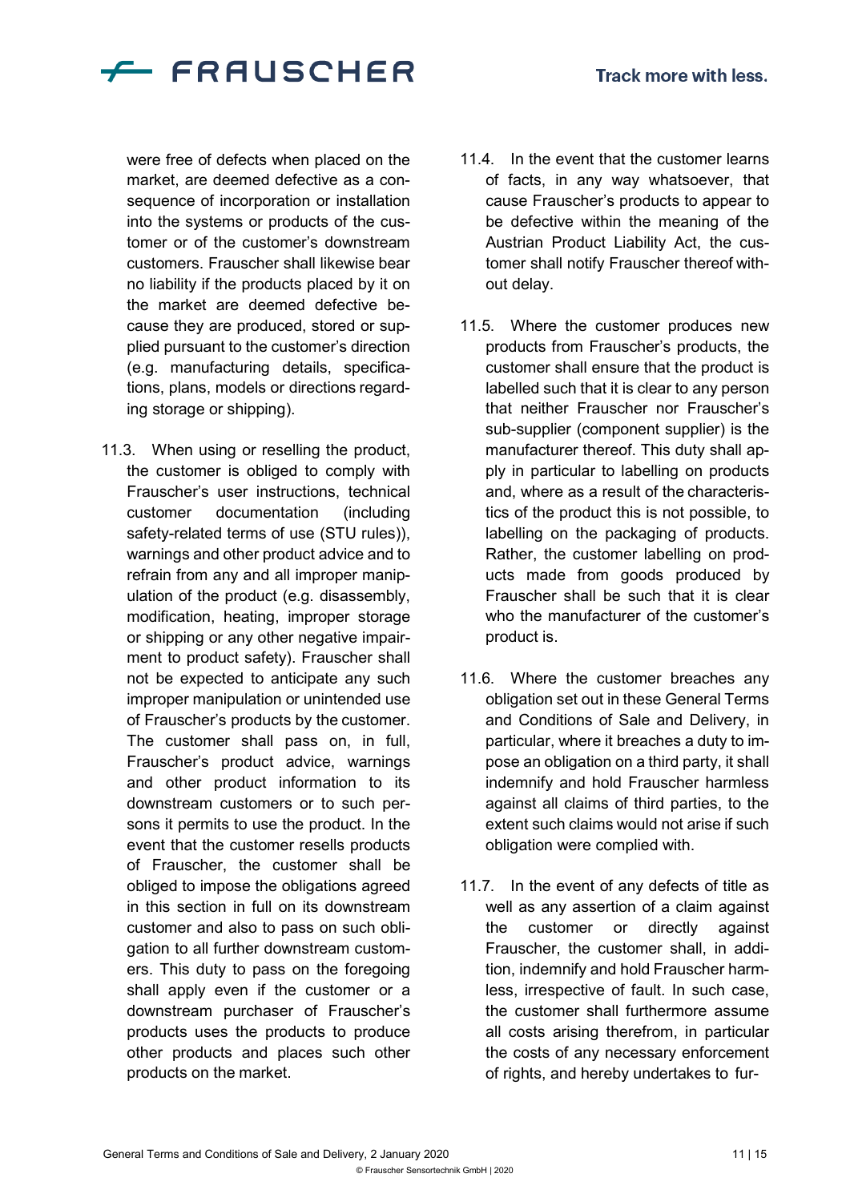were free of defects when placed on the market, are deemed defective as a consequence of incorporation or installation into the systems or products of the customer or of the customer's downstream customers. Frauscher shall likewise bear no liability if the products placed by it on the market are deemed defective because they are produced, stored or supplied pursuant to the customer's direction (e.g. manufacturing details, specifications, plans, models or directions regarding storage or shipping).

11.3. When using or reselling the product, the customer is obliged to comply with Frauscher's user instructions, technical customer documentation (including safety-related terms of use (STU rules)), warnings and other product advice and to refrain from any and all improper manipulation of the product (e.g. disassembly, modification, heating, improper storage or shipping or any other negative impairment to product safety). Frauscher shall not be expected to anticipate any such improper manipulation or unintended use of Frauscher's products by the customer. The customer shall pass on, in full, Frauscher's product advice, warnings and other product information to its downstream customers or to such persons it permits to use the product. In the event that the customer resells products of Frauscher, the customer shall be obliged to impose the obligations agreed in this section in full on its downstream customer and also to pass on such obligation to all further downstream customers. This duty to pass on the foregoing shall apply even if the customer or a downstream purchaser of Frauscher's products uses the products to produce other products and places such other products on the market.

11.4. In the event that the customer learns of facts, in any way whatsoever, that cause Frauscher's products to appear to be defective within the meaning of the Austrian Product Liability Act, the customer shall notify Frauscher thereof without delay.

11.5. Where the customer produces new products from Frauscher's products, the customer shall ensure that the product is labelled such that it is clear to any person that neither Frauscher nor Frauscher's sub-supplier (component supplier) is the manufacturer thereof. This duty shall apply in particular to labelling on products and, where as a result of the characteristics of the product this is not possible, to labelling on the packaging of products. Rather, the customer labelling on products made from goods produced by Frauscher shall be such that it is clear who the manufacturer of the customer's product is.

11.6. Where the customer breaches any obligation set out in these General Terms and Conditions of Sale and Delivery, in particular, where it breaches a duty to impose an obligation on a third party, it shall indemnify and hold Frauscher harmless against all claims of third parties, to the extent such claims would not arise if such obligation were complied with.

11.7. In the event of any defects of title as well as any assertion of a claim against the customer or directly against Frauscher, the customer shall, in addition, indemnify and hold Frauscher harmless, irrespective of fault. In such case, the customer shall furthermore assume all costs arising therefrom, in particular the costs of any necessary enforcement of rights, and hereby undertakes to fur-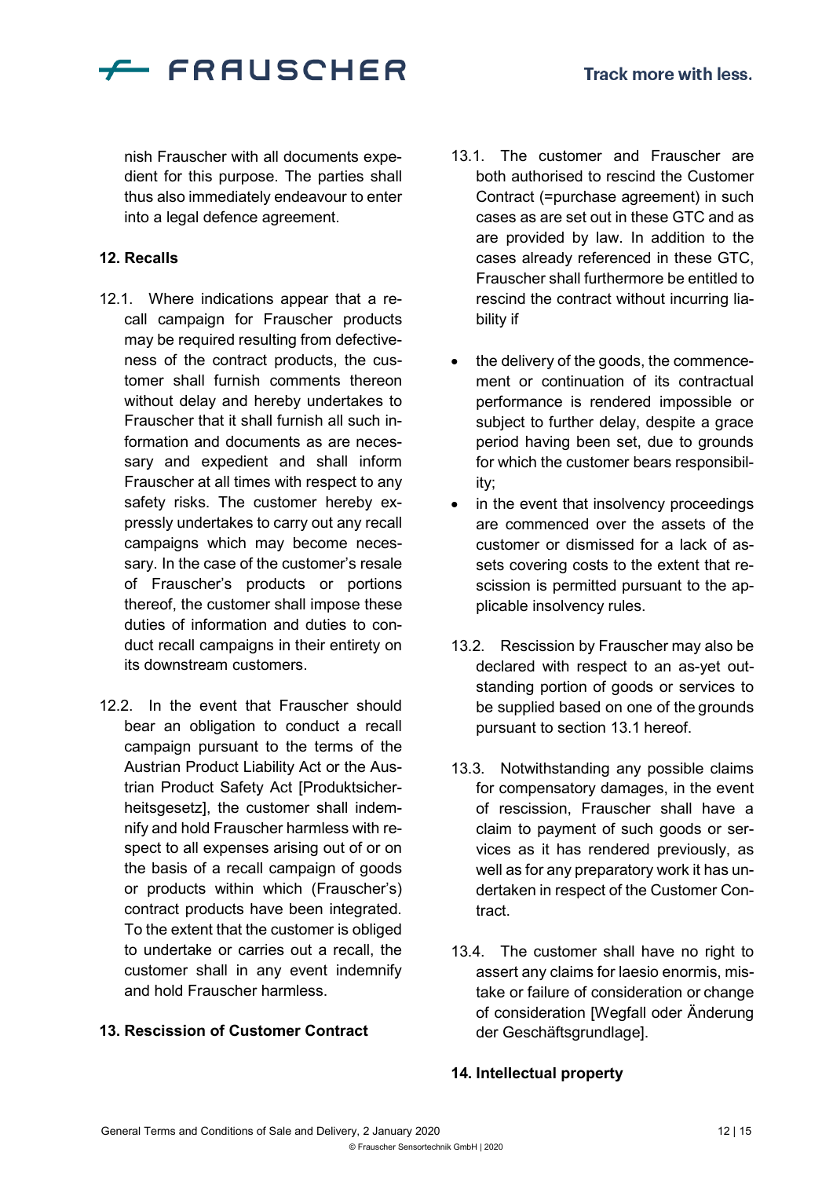nish Frauscher with all documents expedient for this purpose. The parties shall thus also immediately endeavour to enter into a legal defence agreement.

## 12. Recalls

12.1. Where indications appear that a recall campaign for Frauscher products may be required resulting from defectiveness of the contract products, the customer shall furnish comments thereon without delay and hereby undertakes to Frauscher that it shall furnish all such information and documents as are necessary and expedient and shall inform Frauscher at all times with respect to any safety risks. The customer hereby expressly undertakes to carry out any recall campaigns which may become necessary. In the case of the customer's resale of Frauscher's products or portions thereof, the customer shall impose these duties of information and duties to conduct recall campaigns in their entirety on its downstream customers.

12.2. In the event that Frauscher should bear an obligation to conduct a recall campaign pursuant to the terms of the Austrian Product Liability Act or the Austrian Product Safety Act [Produktsicherheitsgesetz], the customer shall indemnify and hold Frauscher harmless with respect to all expenses arising out of or on the basis of a recall campaign of goods or products within which (Frauscher's) contract products have been integrated. To the extent that the customer is obliged to undertake or carries out a recall, the customer shall in any event indemnify and hold Frauscher harmless.

## 13. Rescission of Customer Contract

13.1. The customer and Frauscher are both authorised to rescind the Customer Contract (=purchase agreement) in such cases as are set out in these GTC and as are provided by law. In addition to the cases already referenced in these GTC, Frauscher shall furthermore be entitled to rescind the contract without incurring liability if

- the delivery of the goods, the commencement or continuation of its contractual performance is rendered impossible or subject to further delay, despite a grace period having been set, due to grounds for which the customer bears responsibility;
- in the event that insolvency proceedings are commenced over the assets of the customer or dismissed for a lack of assets covering costs to the extent that rescission is permitted pursuant to the applicable insolvency rules.

13.2. Rescission by Frauscher may also be declared with respect to an as-yet outstanding portion of goods or services to be supplied based on one of the grounds pursuant to section 13.1 hereof.

13.3. Notwithstanding any possible claims for compensatory damages, in the event of rescission, Frauscher shall have a claim to payment of such goods or services as it has rendered previously, as well as for any preparatory work it has undertaken in respect of the Customer Contract.

13.4. The customer shall have no right to assert any claims for laesio enormis, mistake or failure of consideration or change of consideration [Wegfall oder Änderung der Geschäftsgrundlage].

## 14. Intellectual property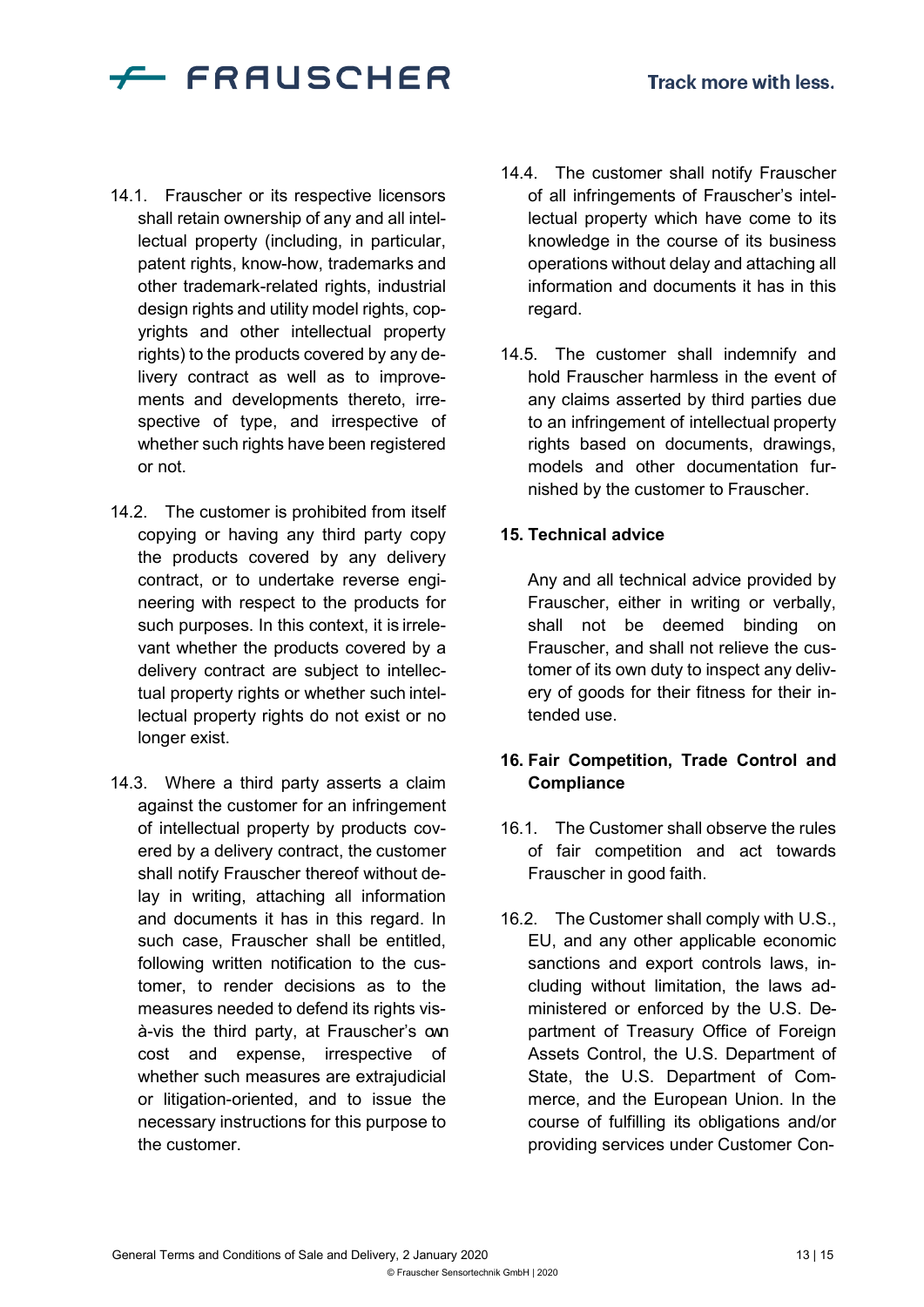14.1. Frauscher or its respective licensors shall retain ownership of any and all intellectual property (including, in particular, patent rights, know-how, trademarks and other trademark-related rights, industrial design rights and utility model rights, copyrights and other intellectual property rights) to the products covered by any delivery contract as well as to improvements and developments thereto, irrespective of type, and irrespective of whether such rights have been registered or not.

14.2. The customer is prohibited from itself copying or having any third party copy the products covered by any delivery contract, or to undertake reverse engineering with respect to the products for such purposes. In this context, it is irrelevant whether the products covered by a delivery contract are subject to intellectual property rights or whether such intellectual property rights do not exist or no longer exist.

14.3. Where a third party asserts a claim against the customer for an infringement of intellectual property by products covered by a delivery contract, the customer shall notify Frauscher thereof without delay in writing, attaching all information and documents it has in this regard. In such case, Frauscher shall be entitled, following written notification to the customer, to render decisions as to the measures needed to defend its rights vis-à-vis the third party, at Frauscher's own cost and expense, irrespective of whether such measures are extrajudicial or litigation-oriented, and to issue the necessary instructions for this purpose to the customer.

14.4. The customer shall notify Frauscher of all infringements of Frauscher's intellectual property which have come to its knowledge in the course of its business operations without delay and attaching all information and documents it has in this regard.

14.5. The customer shall indemnify and hold Frauscher harmless in the event of any claims asserted by third parties due to an infringement of intellectual property rights based on documents, drawings, models and other documentation furnished by the customer to Frauscher.

## 15. Technical advice

Any and all technical advice provided by Frauscher, either in writing or verbally, shall not be deemed binding on Frauscher, and shall not relieve the customer of its own duty to inspect any delivery of goods for their fitness for their intended use.

## 16. Fair Competition, Trade Control and Compliance

16.1. The Customer shall observe the rules of fair competition and act towards Frauscher in good faith.

16.2. The Customer shall comply with U.S., EU, and any other applicable economic sanctions and export controls laws, including without limitation, the laws administered or enforced by the U.S. Department of Treasury Office of Foreign Assets Control, the U.S. Department of State, the U.S. Department of Commerce, and the European Union. In the course of fulfilling its obligations and/or providing services under Customer Con-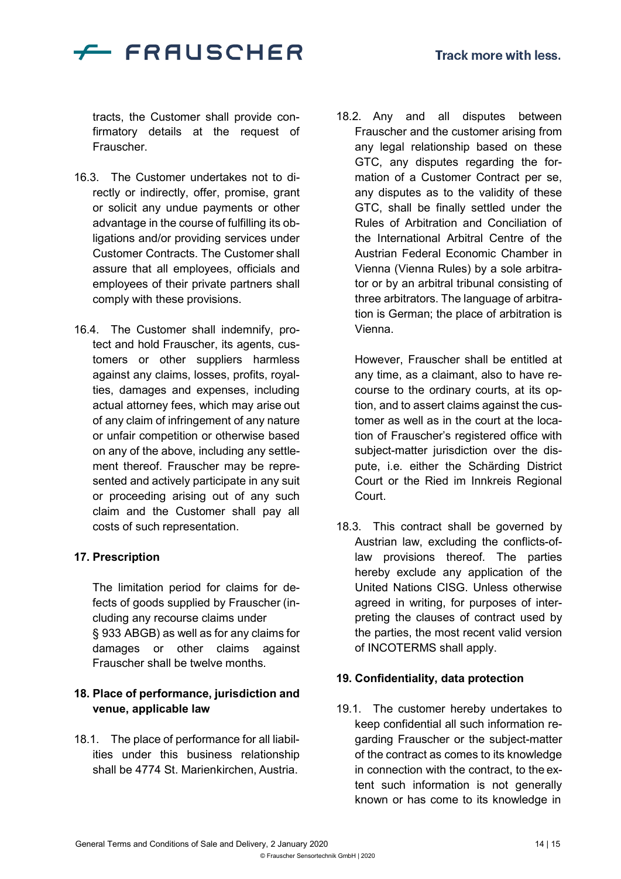tracts, the Customer shall provide confirmatory details at the request of Frauscher.

16.3. The Customer undertakes not to directly or indirectly, offer, promise, grant or solicit any undue payments or other advantage in the course of fulfilling its obligations and/or providing services under Customer Contracts. The Customer shall assure that all employees, officials and employees of their private partners shall comply with these provisions.

16.4. The Customer shall indemnify, protect and hold Frauscher, its agents, customers or other suppliers harmless against any claims, losses, profits, royalties, damages and expenses, including actual attorney fees, which may arise out of any claim of infringement of any nature or unfair competition or otherwise based on any of the above, including any settlement thereof. Frauscher may be represented and actively participate in any suit or proceeding arising out of any such claim and the Customer shall pay all costs of such representation.

**17. Prescription**

The limitation period for claims for defects of goods supplied by Frauscher (including any recourse claims under § 933 ABGB) as well as for any claims for damages or other claims against Frauscher shall be twelve months.

**18. Place of performance, jurisdiction and venue, applicable law**

18.1. The place of performance for all liabilities under this business relationship shall be 4774 St. Marienkirchen, Austria.

18.2. Any and all disputes between Frauscher and the customer arising from any legal relationship based on these GTC, any disputes regarding the formation of a Customer Contract per se, any disputes as to the validity of these GTC, shall be finally settled under the Rules of Arbitration and Conciliation of the International Arbitral Centre of the Austrian Federal Economic Chamber in Vienna (Vienna Rules) by a sole arbitrator or by an arbitral tribunal consisting of three arbitrators. The language of arbitration is German; the place of arbitration is Vienna.

However, Frauscher shall be entitled at any time, as a claimant, also to have recourse to the ordinary courts, at its option, and to assert claims against the customer as well as in the court at the location of Frauscher's registered office with subject-matter jurisdiction over the dispute, i.e. either the Schärding District Court or the Ried im Innkreis Regional Court.

18.3. This contract shall be governed by Austrian law, excluding the conflicts-of-law provisions thereof. The parties hereby exclude any application of the United Nations CISG. Unless otherwise agreed in writing, for purposes of interpreting the clauses of contract used by the parties, the most recent valid version of INCOTERMS shall apply.

**19. Confidentiality, data protection**

19.1. The customer hereby undertakes to keep confidential all such information regarding Frauscher or the subject-matter of the contract as comes to its knowledge in connection with the contract, to the extent such information is not generally known or has come to its knowledge in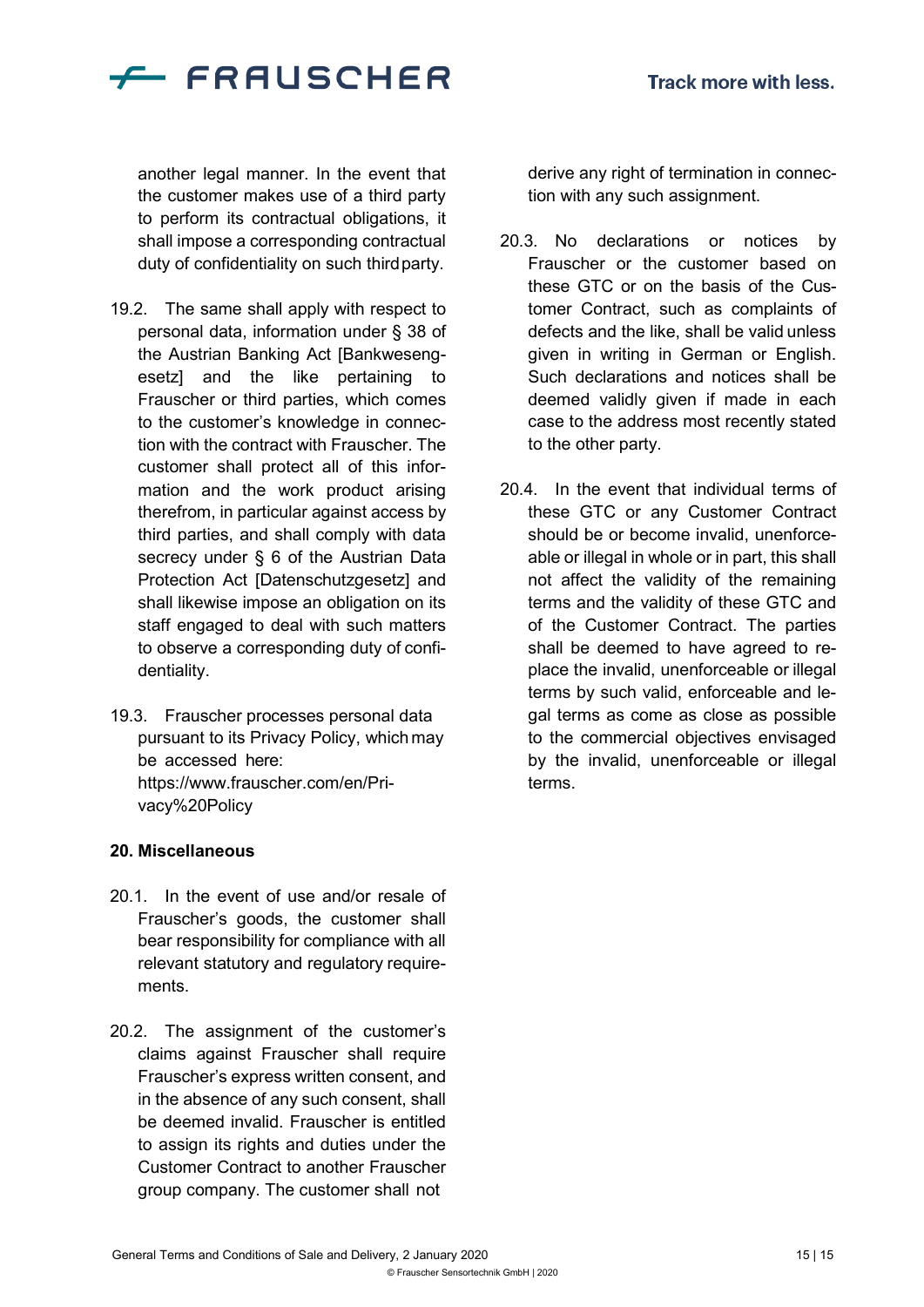another legal manner. In the event that the customer makes use of a third party to perform its contractual obligations, it shall impose a corresponding contractual duty of confidentiality on such third party.

19.2. The same shall apply with respect to personal data, information under § 38 of the Austrian Banking Act [Bankwesengesetz] and the like pertaining to Frauscher or third parties, which comes to the customer's knowledge in connection with the contract with Frauscher. The customer shall protect all of this information and the work product arising therefrom, in particular against access by third parties, and shall comply with data secrecy under § 6 of the Austrian Data Protection Act [Datenschutzgesetz] and shall likewise impose an obligation on its staff engaged to deal with such matters to observe a corresponding duty of confidentiality.

19.3. Frauscher processes personal data pursuant to its Privacy Policy, which may be accessed here: https://www.frauscher.com/en/Privacy%20Policy

**20. Miscellaneous**

20.1. In the event of use and/or resale of Frauscher's goods, the customer shall bear responsibility for compliance with all relevant statutory and regulatory requirements.

20.2. The assignment of the customer's claims against Frauscher shall require Frauscher's express written consent, and in the absence of any such consent, shall be deemed invalid. Frauscher is entitled to assign its rights and duties under the Customer Contract to another Frauscher group company. The customer shall not derive any right of termination in connection with any such assignment.

20.3. No declarations or notices by Frauscher or the customer based on these GTC or on the basis of the Customer Contract, such as complaints of defects and the like, shall be valid unless given in writing in German or English. Such declarations and notices shall be deemed validly given if made in each case to the address most recently stated to the other party.

20.4. In the event that individual terms of these GTC or any Customer Contract should be or become invalid, unenforceable or illegal in whole or in part, this shall not affect the validity of the remaining terms and the validity of these GTC and of the Customer Contract. The parties shall be deemed to have agreed to replace the invalid, unenforceable or illegal terms by such valid, enforceable and legal terms as come as close as possible to the commercial objectives envisaged by the invalid, unenforceable or illegal terms.